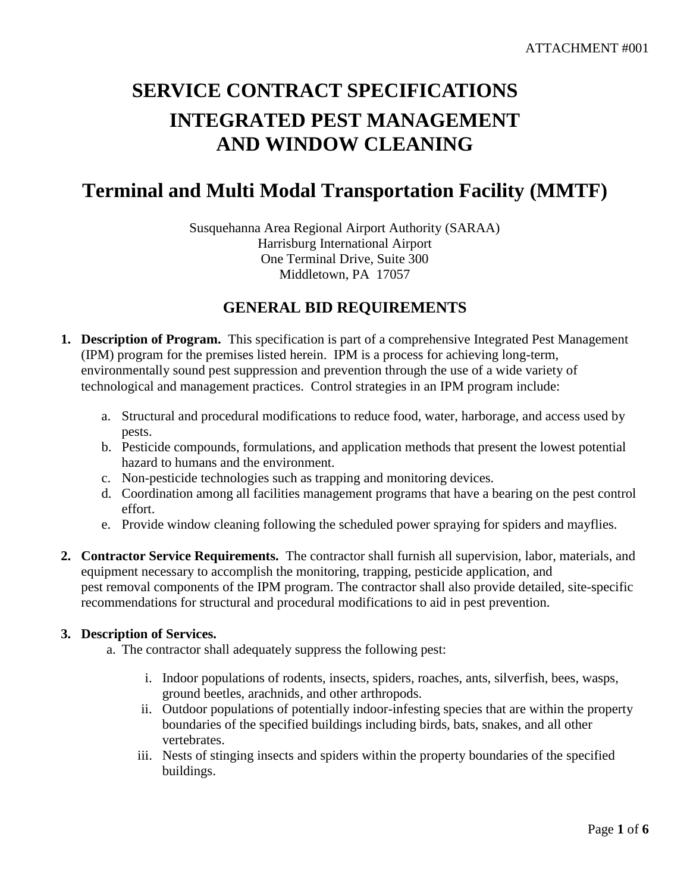ATTACHMENT #001

# SERVICE CONTRACT SPECIFICATIONS

# INTEGRATED PEST MANAGEMENT AND WINDOW CLEANING

# Terminal and Multi Modal Transportation Facility (MMTF)

Susquehanna Area Regional Airport Authority (SARAA)
Harrisburg International Airport
One Terminal Drive, Suite 300
Middletown, PA 17057

## GENERAL BID REQUIREMENTS

1. **Description of Program.** This specification is part of a comprehensive Integrated Pest Management (IPM) program for the premises listed herein. IPM is a process for achieving long-term, environmentally sound pest suppression and prevention through the use of a wide variety of technological and management practices. Control strategies in an IPM program include:

   a. Structural and procedural modifications to reduce food, water, harborage, and access used by pests.
   b. Pesticide compounds, formulations, and application methods that present the lowest potential hazard to humans and the environment.
   c. Non-pesticide technologies such as trapping and monitoring devices.
   d. Coordination among all facilities management programs that have a bearing on the pest control effort.
   e. Provide window cleaning following the scheduled power spraying for spiders and mayflies.

2. **Contractor Service Requirements.** The contractor shall furnish all supervision, labor, materials, and equipment necessary to accomplish the monitoring, trapping, pesticide application, and pest removal components of the IPM program. The contractor shall also provide detailed, site-specific recommendations for structural and procedural modifications to aid in pest prevention.

3. **Description of Services.**
   a. The contractor shall adequately suppress the following pest:

      i. Indoor populations of rodents, insects, spiders, roaches, ants, silverfish, bees, wasps, ground beetles, arachnids, and other arthropods.
      ii. Outdoor populations of potentially indoor-infesting species that are within the property boundaries of the specified buildings including birds, bats, snakes, and all other vertebrates.
      iii. Nests of stinging insects and spiders within the property boundaries of the specified buildings.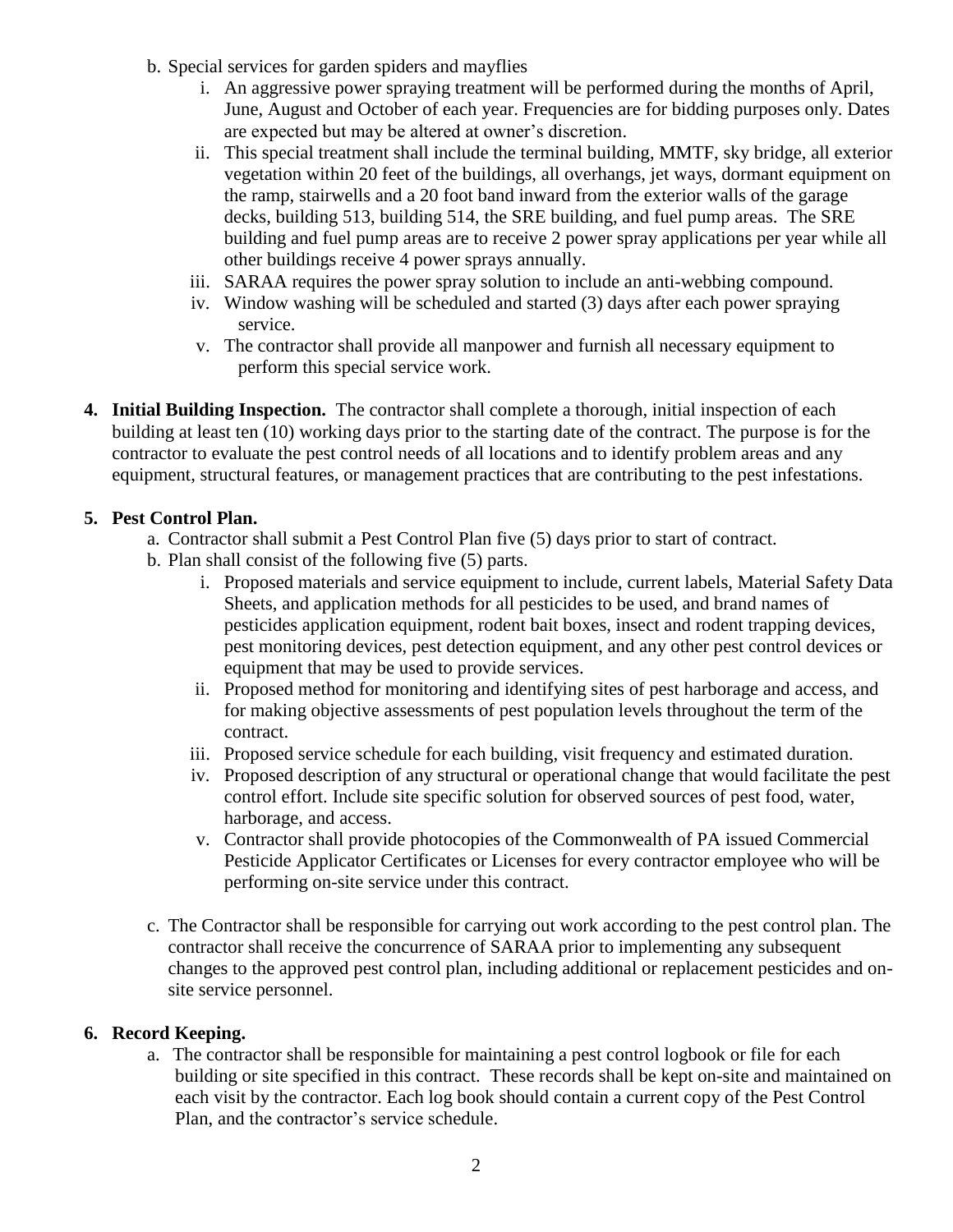b. Special services for garden spiders and mayflies
   i. An aggressive power spraying treatment will be performed during the months of April, June, August and October of each year. Frequencies are for bidding purposes only. Dates are expected but may be altered at owner's discretion.
   ii. This special treatment shall include the terminal building, MMTF, sky bridge, all exterior vegetation within 20 feet of the buildings, all overhangs, jet ways, dormant equipment on the ramp, stairwells and a 20 foot band inward from the exterior walls of the garage decks, building 513, building 514, the SRE building, and fuel pump areas. The SRE building and fuel pump areas are to receive 2 power spray applications per year while all other buildings receive 4 power sprays annually.
   iii. SARAA requires the power spray solution to include an anti-webbing compound.
   iv. Window washing will be scheduled and started (3) days after each power spraying service.
   v. The contractor shall provide all manpower and furnish all necessary equipment to perform this special service work.

4. **Initial Building Inspection.** The contractor shall complete a thorough, initial inspection of each building at least ten (10) working days prior to the starting date of the contract. The purpose is for the contractor to evaluate the pest control needs of all locations and to identify problem areas and any equipment, structural features, or management practices that are contributing to the pest infestations.

5. **Pest Control Plan.**
   a. Contractor shall submit a Pest Control Plan five (5) days prior to start of contract.
   b. Plan shall consist of the following five (5) parts.
      i. Proposed materials and service equipment to include, current labels, Material Safety Data Sheets, and application methods for all pesticides to be used, and brand names of pesticides application equipment, rodent bait boxes, insect and rodent trapping devices, pest monitoring devices, pest detection equipment, and any other pest control devices or equipment that may be used to provide services.
      ii. Proposed method for monitoring and identifying sites of pest harborage and access, and for making objective assessments of pest population levels throughout the term of the contract.
      iii. Proposed service schedule for each building, visit frequency and estimated duration.
      iv. Proposed description of any structural or operational change that would facilitate the pest control effort. Include site specific solution for observed sources of pest food, water, harborage, and access.
      v. Contractor shall provide photocopies of the Commonwealth of PA issued Commercial Pesticide Applicator Certificates or Licenses for every contractor employee who will be performing on-site service under this contract.
   c. The Contractor shall be responsible for carrying out work according to the pest control plan. The contractor shall receive the concurrence of SARAA prior to implementing any subsequent changes to the approved pest control plan, including additional or replacement pesticides and on-site service personnel.

6. **Record Keeping.**
   a. The contractor shall be responsible for maintaining a pest control logbook or file for each building or site specified in this contract. These records shall be kept on-site and maintained on each visit by the contractor. Each log book should contain a current copy of the Pest Control Plan, and the contractor's service schedule.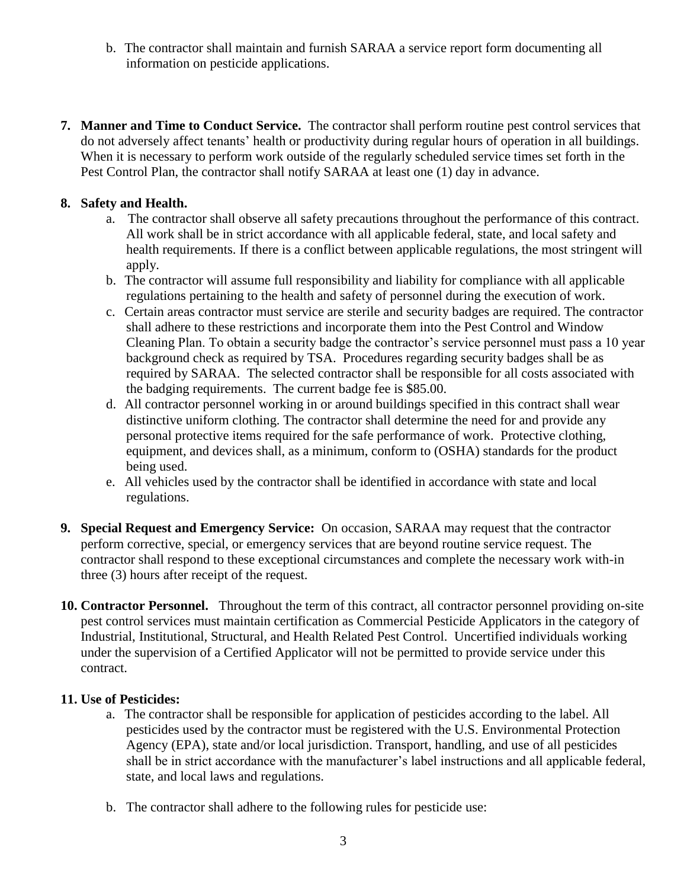b. The contractor shall maintain and furnish SARAA a service report form documenting all information on pesticide applications.

7. **Manner and Time to Conduct Service.** The contractor shall perform routine pest control services that do not adversely affect tenants' health or productivity during regular hours of operation in all buildings. When it is necessary to perform work outside of the regularly scheduled service times set forth in the Pest Control Plan, the contractor shall notify SARAA at least one (1) day in advance.

8. **Safety and Health.**
   a. The contractor shall observe all safety precautions throughout the performance of this contract. All work shall be in strict accordance with all applicable federal, state, and local safety and health requirements. If there is a conflict between applicable regulations, the most stringent will apply.
   b. The contractor will assume full responsibility and liability for compliance with all applicable regulations pertaining to the health and safety of personnel during the execution of work.
   c. Certain areas contractor must service are sterile and security badges are required. The contractor shall adhere to these restrictions and incorporate them into the Pest Control and Window Cleaning Plan. To obtain a security badge the contractor's service personnel must pass a 10 year background check as required by TSA. Procedures regarding security badges shall be as required by SARAA. The selected contractor shall be responsible for all costs associated with the badging requirements. The current badge fee is $85.00.
   d. All contractor personnel working in or around buildings specified in this contract shall wear distinctive uniform clothing. The contractor shall determine the need for and provide any personal protective items required for the safe performance of work. Protective clothing, equipment, and devices shall, as a minimum, conform to (OSHA) standards for the product being used.
   e. All vehicles used by the contractor shall be identified in accordance with state and local regulations.

9. **Special Request and Emergency Service:** On occasion, SARAA may request that the contractor perform corrective, special, or emergency services that are beyond routine service request. The contractor shall respond to these exceptional circumstances and complete the necessary work with-in three (3) hours after receipt of the request.

10. **Contractor Personnel.** Throughout the term of this contract, all contractor personnel providing on-site pest control services must maintain certification as Commercial Pesticide Applicators in the category of Industrial, Institutional, Structural, and Health Related Pest Control. Uncertified individuals working under the supervision of a Certified Applicator will not be permitted to provide service under this contract.

11. **Use of Pesticides:**
    a. The contractor shall be responsible for application of pesticides according to the label. All pesticides used by the contractor must be registered with the U.S. Environmental Protection Agency (EPA), state and/or local jurisdiction. Transport, handling, and use of all pesticides shall be in strict accordance with the manufacturer's label instructions and all applicable federal, state, and local laws and regulations.

    b. The contractor shall adhere to the following rules for pesticide use: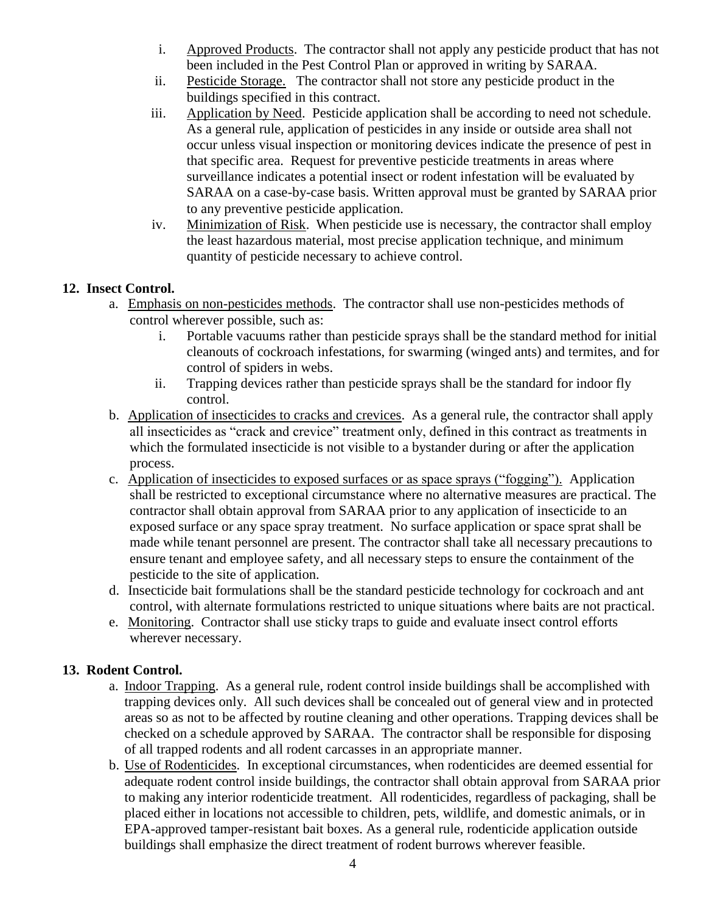i. Approved Products. The contractor shall not apply any pesticide product that has not been included in the Pest Control Plan or approved in writing by SARAA.

ii. Pesticide Storage. The contractor shall not store any pesticide product in the buildings specified in this contract.

iii. Application by Need. Pesticide application shall be according to need not schedule. As a general rule, application of pesticides in any inside or outside area shall not occur unless visual inspection or monitoring devices indicate the presence of pest in that specific area. Request for preventive pesticide treatments in areas where surveillance indicates a potential insect or rodent infestation will be evaluated by SARAA on a case-by-case basis. Written approval must be granted by SARAA prior to any preventive pesticide application.

iv. Minimization of Risk. When pesticide use is necessary, the contractor shall employ the least hazardous material, most precise application technique, and minimum quantity of pesticide necessary to achieve control.

**12. Insect Control.**

a. Emphasis on non-pesticides methods. The contractor shall use non-pesticides methods of control wherever possible, such as:

   i. Portable vacuums rather than pesticide sprays shall be the standard method for initial cleanouts of cockroach infestations, for swarming (winged ants) and termites, and for control of spiders in webs.

   ii. Trapping devices rather than pesticide sprays shall be the standard for indoor fly control.

b. Application of insecticides to cracks and crevices. As a general rule, the contractor shall apply all insecticides as "crack and crevice" treatment only, defined in this contract as treatments in which the formulated insecticide is not visible to a bystander during or after the application process.

c. Application of insecticides to exposed surfaces or as space sprays ("fogging"). Application shall be restricted to exceptional circumstance where no alternative measures are practical. The contractor shall obtain approval from SARAA prior to any application of insecticide to an exposed surface or any space spray treatment. No surface application or space sprat shall be made while tenant personnel are present. The contractor shall take all necessary precautions to ensure tenant and employee safety, and all necessary steps to ensure the containment of the pesticide to the site of application.

d. Insecticide bait formulations shall be the standard pesticide technology for cockroach and ant control, with alternate formulations restricted to unique situations where baits are not practical.

e. Monitoring. Contractor shall use sticky traps to guide and evaluate insect control efforts wherever necessary.

**13. Rodent Control.**

a. Indoor Trapping. As a general rule, rodent control inside buildings shall be accomplished with trapping devices only. All such devices shall be concealed out of general view and in protected areas so as not to be affected by routine cleaning and other operations. Trapping devices shall be checked on a schedule approved by SARAA. The contractor shall be responsible for disposing of all trapped rodents and all rodent carcasses in an appropriate manner.

b. Use of Rodenticides. In exceptional circumstances, when rodenticides are deemed essential for adequate rodent control inside buildings, the contractor shall obtain approval from SARAA prior to making any interior rodenticide treatment. All rodenticides, regardless of packaging, shall be placed either in locations not accessible to children, pets, wildlife, and domestic animals, or in EPA-approved tamper-resistant bait boxes. As a general rule, rodenticide application outside buildings shall emphasize the direct treatment of rodent burrows wherever feasible.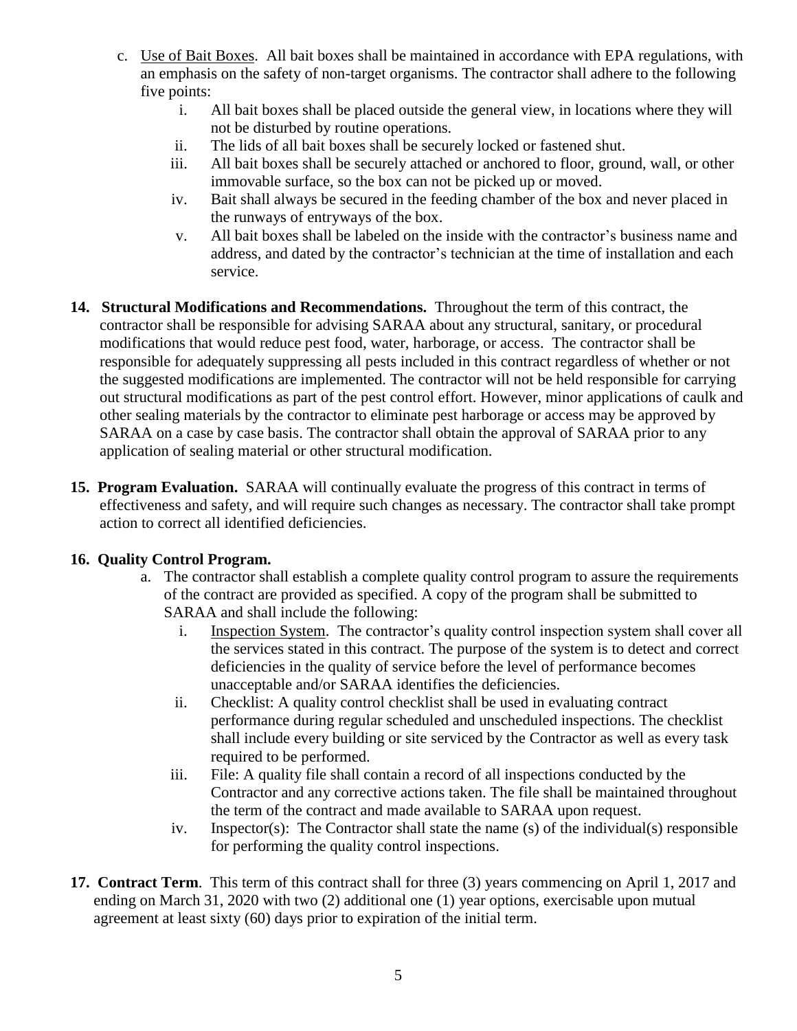c. Use of Bait Boxes. All bait boxes shall be maintained in accordance with EPA regulations, with an emphasis on the safety of non-target organisms. The contractor shall adhere to the following five points:

   i. All bait boxes shall be placed outside the general view, in locations where they will not be disturbed by routine operations.
   ii. The lids of all bait boxes shall be securely locked or fastened shut.
   iii. All bait boxes shall be securely attached or anchored to floor, ground, wall, or other immovable surface, so the box can not be picked up or moved.
   iv. Bait shall always be secured in the feeding chamber of the box and never placed in the runways of entryways of the box.
   v. All bait boxes shall be labeled on the inside with the contractor's business name and address, and dated by the contractor's technician at the time of installation and each service.

**14. Structural Modifications and Recommendations.** Throughout the term of this contract, the contractor shall be responsible for advising SARAA about any structural, sanitary, or procedural modifications that would reduce pest food, water, harborage, or access. The contractor shall be responsible for adequately suppressing all pests included in this contract regardless of whether or not the suggested modifications are implemented. The contractor will not be held responsible for carrying out structural modifications as part of the pest control effort. However, minor applications of caulk and other sealing materials by the contractor to eliminate pest harborage or access may be approved by SARAA on a case by case basis. The contractor shall obtain the approval of SARAA prior to any application of sealing material or other structural modification.

**15. Program Evaluation.** SARAA will continually evaluate the progress of this contract in terms of effectiveness and safety, and will require such changes as necessary. The contractor shall take prompt action to correct all identified deficiencies.

**16. Quality Control Program.**

a. The contractor shall establish a complete quality control program to assure the requirements of the contract are provided as specified. A copy of the program shall be submitted to SARAA and shall include the following:

   i. Inspection System. The contractor's quality control inspection system shall cover all the services stated in this contract. The purpose of the system is to detect and correct deficiencies in the quality of service before the level of performance becomes unacceptable and/or SARAA identifies the deficiencies.
   ii. Checklist: A quality control checklist shall be used in evaluating contract performance during regular scheduled and unscheduled inspections. The checklist shall include every building or site serviced by the Contractor as well as every task required to be performed.
   iii. File: A quality file shall contain a record of all inspections conducted by the Contractor and any corrective actions taken. The file shall be maintained throughout the term of the contract and made available to SARAA upon request.
   iv. Inspector(s): The Contractor shall state the name (s) of the individual(s) responsible for performing the quality control inspections.

**17. Contract Term**. This term of this contract shall for three (3) years commencing on April 1, 2017 and ending on March 31, 2020 with two (2) additional one (1) year options, exercisable upon mutual agreement at least sixty (60) days prior to expiration of the initial term.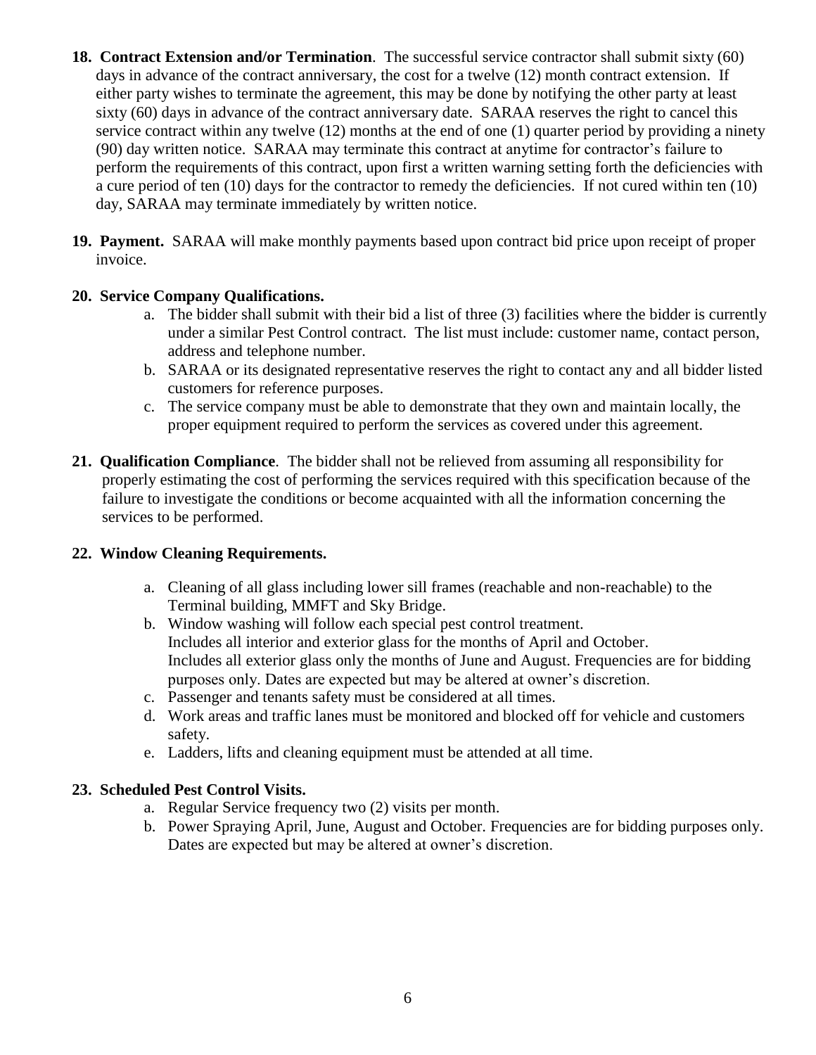**18. Contract Extension and/or Termination**. The successful service contractor shall submit sixty (60) days in advance of the contract anniversary, the cost for a twelve (12) month contract extension. If either party wishes to terminate the agreement, this may be done by notifying the other party at least sixty (60) days in advance of the contract anniversary date. SARAA reserves the right to cancel this service contract within any twelve (12) months at the end of one (1) quarter period by providing a ninety (90) day written notice. SARAA may terminate this contract at anytime for contractor's failure to perform the requirements of this contract, upon first a written warning setting forth the deficiencies with a cure period of ten (10) days for the contractor to remedy the deficiencies. If not cured within ten (10) day, SARAA may terminate immediately by written notice.

**19. Payment.** SARAA will make monthly payments based upon contract bid price upon receipt of proper invoice.

**20. Service Company Qualifications.**

a. The bidder shall submit with their bid a list of three (3) facilities where the bidder is currently under a similar Pest Control contract. The list must include: customer name, contact person, address and telephone number.
b. SARAA or its designated representative reserves the right to contact any and all bidder listed customers for reference purposes.
c. The service company must be able to demonstrate that they own and maintain locally, the proper equipment required to perform the services as covered under this agreement.

**21. Qualification Compliance**. The bidder shall not be relieved from assuming all responsibility for properly estimating the cost of performing the services required with this specification because of the failure to investigate the conditions or become acquainted with all the information concerning the services to be performed.

**22. Window Cleaning Requirements.**

a. Cleaning of all glass including lower sill frames (reachable and non-reachable) to the Terminal building, MMFT and Sky Bridge.
b. Window washing will follow each special pest control treatment.
   Includes all interior and exterior glass for the months of April and October.
   Includes all exterior glass only the months of June and August. Frequencies are for bidding purposes only. Dates are expected but may be altered at owner's discretion.
c. Passenger and tenants safety must be considered at all times.
d. Work areas and traffic lanes must be monitored and blocked off for vehicle and customers safety.
e. Ladders, lifts and cleaning equipment must be attended at all time.

**23. Scheduled Pest Control Visits.**

a. Regular Service frequency two (2) visits per month.
b. Power Spraying April, June, August and October. Frequencies are for bidding purposes only. Dates are expected but may be altered at owner's discretion.